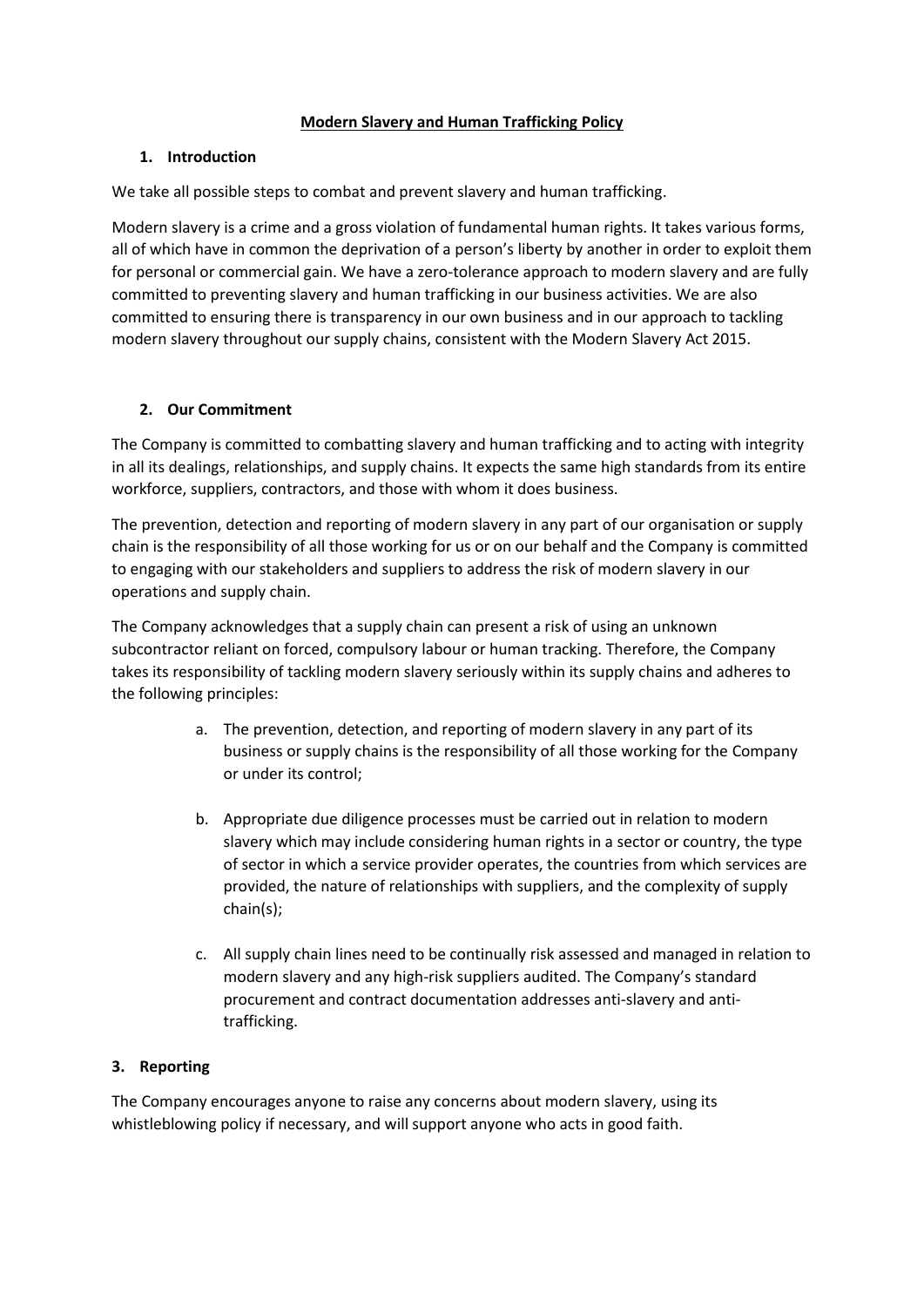# Modern Slavery and Human Trafficking Policy

## 1. Introduction

We take all possible steps to combat and prevent slavery and human trafficking.

Modern slavery is a crime and a gross violation of fundamental human rights. It takes various forms, all of which have in common the deprivation of a person's liberty by another in order to exploit them for personal or commercial gain. We have a zero-tolerance approach to modern slavery and are fully committed to preventing slavery and human trafficking in our business activities. We are also committed to ensuring there is transparency in our own business and in our approach to tackling modern slavery throughout our supply chains, consistent with the Modern Slavery Act 2015.

## 2. Our Commitment

The Company is committed to combatting slavery and human trafficking and to acting with integrity in all its dealings, relationships, and supply chains. It expects the same high standards from its entire workforce, suppliers, contractors, and those with whom it does business.

The prevention, detection and reporting of modern slavery in any part of our organisation or supply chain is the responsibility of all those working for us or on our behalf and the Company is committed to engaging with our stakeholders and suppliers to address the risk of modern slavery in our operations and supply chain.

The Company acknowledges that a supply chain can present a risk of using an unknown subcontractor reliant on forced, compulsory labour or human tracking. Therefore, the Company takes its responsibility of tackling modern slavery seriously within its supply chains and adheres to the following principles:

a. The prevention, detection, and reporting of modern slavery in any part of its business or supply chains is the responsibility of all those working for the Company or under its control;

b. Appropriate due diligence processes must be carried out in relation to modern slavery which may include considering human rights in a sector or country, the type of sector in which a service provider operates, the countries from which services are provided, the nature of relationships with suppliers, and the complexity of supply chain(s);

c. All supply chain lines need to be continually risk assessed and managed in relation to modern slavery and any high-risk suppliers audited. The Company's standard procurement and contract documentation addresses anti-slavery and anti-trafficking.

## 3. Reporting

The Company encourages anyone to raise any concerns about modern slavery, using its whistleblowing policy if necessary, and will support anyone who acts in good faith.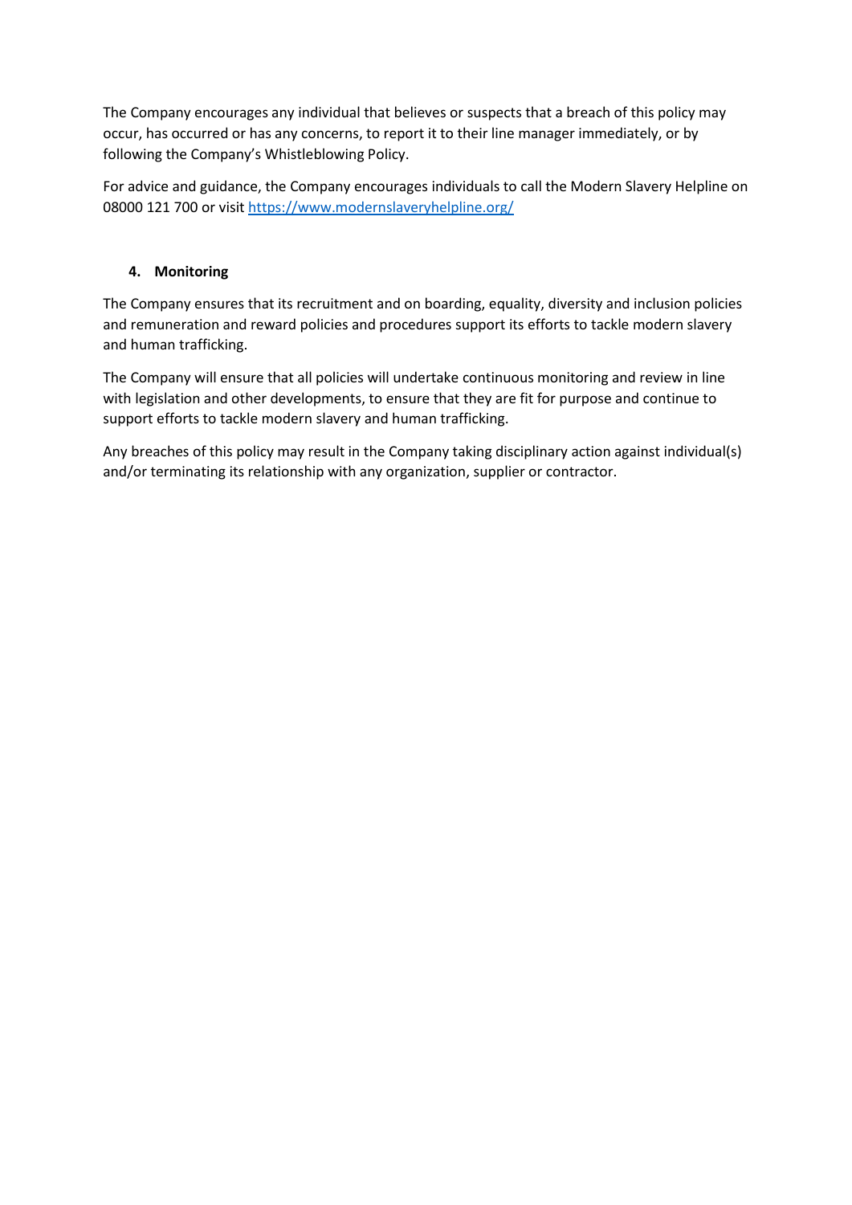The Company encourages any individual that believes or suspects that a breach of this policy may occur, has occurred or has any concerns, to report it to their line manager immediately, or by following the Company's Whistleblowing Policy.

For advice and guidance, the Company encourages individuals to call the Modern Slavery Helpline on 08000 121 700 or visit https://www.modernslaveryhelpline.org/

## 4. Monitoring

The Company ensures that its recruitment and on boarding, equality, diversity and inclusion policies and remuneration and reward policies and procedures support its efforts to tackle modern slavery and human trafficking.

The Company will ensure that all policies will undertake continuous monitoring and review in line with legislation and other developments, to ensure that they are fit for purpose and continue to support efforts to tackle modern slavery and human trafficking.

Any breaches of this policy may result in the Company taking disciplinary action against individual(s) and/or terminating its relationship with any organization, supplier or contractor.